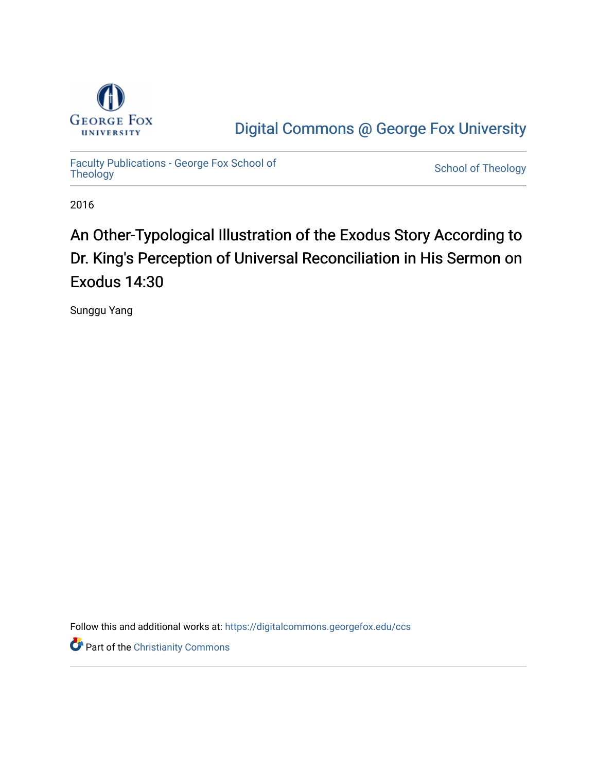Digital Commons @ George Fox University

Faculty Publications - George Fox School of Theology

School of Theology

2016

# An Other-Typological Illustration of the Exodus Story According to Dr. King's Perception of Universal Reconciliation in His Sermon on Exodus 14:30

Sunggu Yang

Follow this and additional works at: https://digitalcommons.georgefox.edu/ccs

Part of the Christianity Commons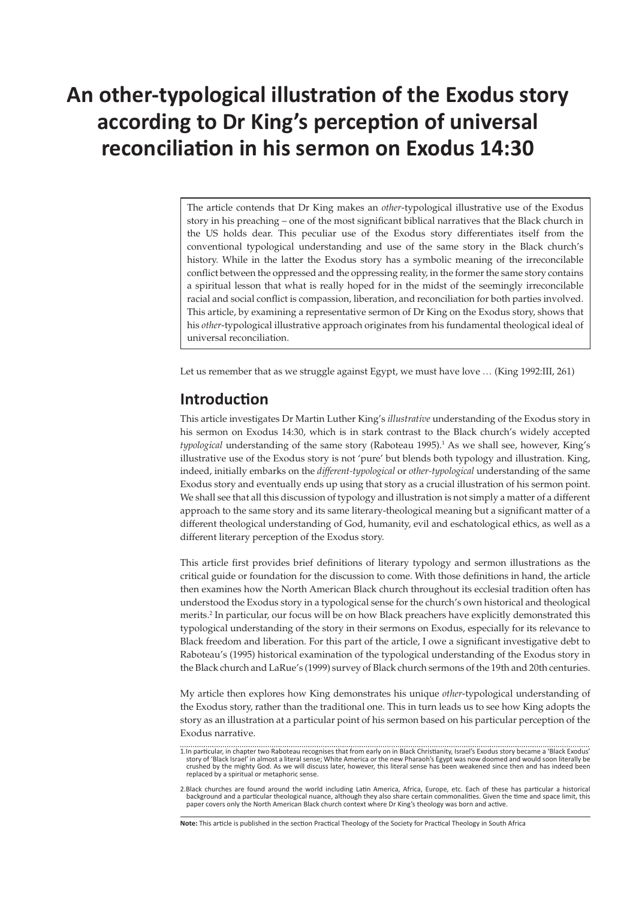# An other-typological illustration of the Exodus story according to Dr King's perception of universal reconciliation in his sermon on Exodus 14:30

The article contends that Dr King makes an *other*-typological illustrative use of the Exodus story in his preaching – one of the most significant biblical narratives that the Black church in the US holds dear. This peculiar use of the Exodus story differentiates itself from the conventional typological understanding and use of the same story in the Black church's history. While in the latter the Exodus story has a symbolic meaning of the irreconcilable conflict between the oppressed and the oppressing reality, in the former the same story contains a spiritual lesson that what is really hoped for in the midst of the seemingly irreconcilable racial and social conflict is compassion, liberation, and reconciliation for both parties involved. This article, by examining a representative sermon of Dr King on the Exodus story, shows that his *other*-typological illustrative approach originates from his fundamental theological ideal of universal reconciliation.

Let us remember that as we struggle against Egypt, we must have love … (King 1992:III, 261)

## Introduction

This article investigates Dr Martin Luther King's *illustrative* understanding of the Exodus story in his sermon on Exodus 14:30, which is in stark contrast to the Black church's widely accepted *typological* understanding of the same story (Raboteau 1995).[1] As we shall see, however, King's illustrative use of the Exodus story is not 'pure' but blends both typology and illustration. King, indeed, initially embarks on the *different-typological* or *other-typological* understanding of the same Exodus story and eventually ends up using that story as a crucial illustration of his sermon point. We shall see that all this discussion of typology and illustration is not simply a matter of a different approach to the same story and its same literary-theological meaning but a significant matter of a different theological understanding of God, humanity, evil and eschatological ethics, as well as a different literary perception of the Exodus story.

This article first provides brief definitions of literary typology and sermon illustrations as the critical guide or foundation for the discussion to come. With those definitions in hand, the article then examines how the North American Black church throughout its ecclesial tradition often has understood the Exodus story in a typological sense for the church's own historical and theological merits.[2] In particular, our focus will be on how Black preachers have explicitly demonstrated this typological understanding of the story in their sermons on Exodus, especially for its relevance to Black freedom and liberation. For this part of the article, I owe a significant investigative debt to Raboteau's (1995) historical examination of the typological understanding of the Exodus story in the Black church and LaRue's (1999) survey of Black church sermons of the 19th and 20th centuries.

My article then explores how King demonstrates his unique *other*-typological understanding of the Exodus story, rather than the traditional one. This in turn leads us to see how King adopts the story as an illustration at a particular point of his sermon based on his particular perception of the Exodus narrative.

1. In particular, in chapter two Raboteau recognises that from early on in Black Christianity, Israel's Exodus story became a 'Black Exodus' story of 'Black Israel' in almost a literal sense; White America or the new Pharaoh's Egypt was now doomed and would soon literally be crushed by the mighty God. As we will discuss later, however, this literal sense has been weakened since then and has indeed been replaced by a spiritual or metaphoric sense.

2. Black churches are found around the world including Latin America, Africa, Europe, etc. Each of these has particular a historical background and a particular theological nuance, although they also share certain commonalities. Given the time and space limit, this paper covers only the North American Black church context where Dr King's theology was born and active.

**Note:** This article is published in the section Practical Theology of the Society for Practical Theology in South Africa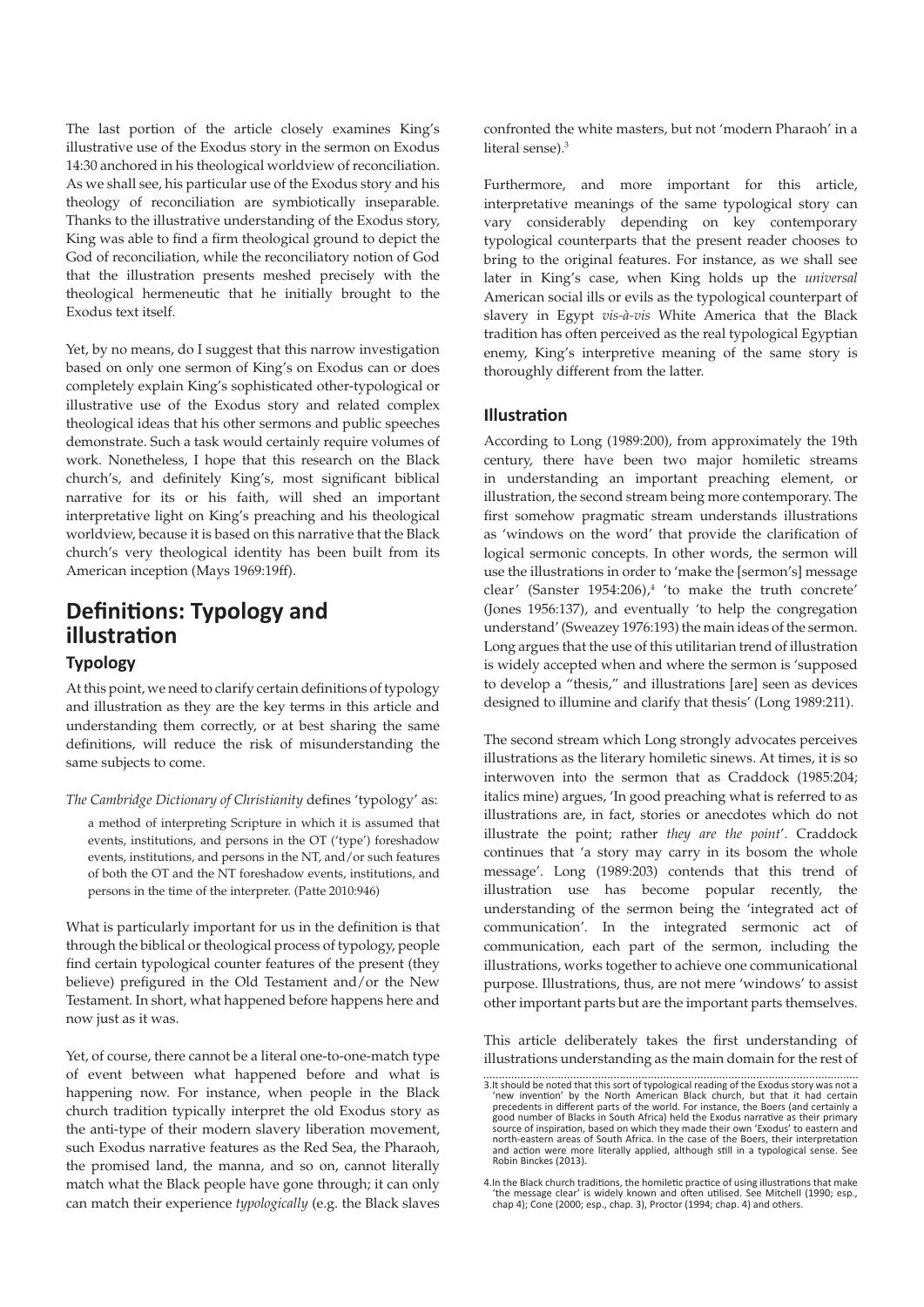The last portion of the article closely examines King's illustrative use of the Exodus story in the sermon on Exodus 14:30 anchored in his theological worldview of reconciliation. As we shall see, his particular use of the Exodus story and his theology of reconciliation are symbiotically inseparable. Thanks to the illustrative understanding of the Exodus story, King was able to find a firm theological ground to depict the God of reconciliation, while the reconciliatory notion of God that the illustration presents meshed precisely with the theological hermeneutic that he initially brought to the Exodus text itself.

Yet, by no means, do I suggest that this narrow investigation based on only one sermon of King's on Exodus can or does completely explain King's sophisticated other-typological or illustrative use of the Exodus story and related complex theological ideas that his other sermons and public speeches demonstrate. Such a task would certainly require volumes of work. Nonetheless, I hope that this research on the Black church's, and definitely King's, most significant biblical narrative for its or his faith, will shed an important interpretative light on King's preaching and his theological worldview, because it is based on this narrative that the Black church's very theological identity has been built from its American inception (Mays 1969:19ff).

# Definitions: Typology and illustration

## Typology

At this point, we need to clarify certain definitions of typology and illustration as they are the key terms in this article and understanding them correctly, or at best sharing the same definitions, will reduce the risk of misunderstanding the same subjects to come.

*The Cambridge Dictionary of Christianity* defines 'typology' as:

> a method of interpreting Scripture in which it is assumed that events, institutions, and persons in the OT ('type') foreshadow events, institutions, and persons in the NT, and/or such features of both the OT and the NT foreshadow events, institutions, and persons in the time of the interpreter. (Patte 2010:946)

What is particularly important for us in the definition is that through the biblical or theological process of typology, people find certain typological counter features of the present (they believe) prefigured in the Old Testament and/or the New Testament. In short, what happened before happens here and now just as it was.

Yet, of course, there cannot be a literal one-to-one-match type of event between what happened before and what is happening now. For instance, when people in the Black church tradition typically interpret the old Exodus story as the anti-type of their modern slavery liberation movement, such Exodus narrative features as the Red Sea, the Pharaoh, the promised land, the manna, and so on, cannot literally match what the Black people have gone through; it can only can match their experience *typologically* (e.g. the Black slaves confronted the white masters, but not 'modern Pharaoh' in a literal sense).[3]

Furthermore, and more important for this article, interpretative meanings of the same typological story can vary considerably depending on key contemporary typological counterparts that the present reader chooses to bring to the original features. For instance, as we shall see later in King's case, when King holds up the *universal* American social ills or evils as the typological counterpart of slavery in Egypt *vis-à-vis* White America that the Black tradition has often perceived as the real typological Egyptian enemy, King's interpretive meaning of the same story is thoroughly different from the latter.

## Illustration

According to Long (1989:200), from approximately the 19th century, there have been two major homiletic streams in understanding an important preaching element, or illustration, the second stream being more contemporary. The first somehow pragmatic stream understands illustrations as 'windows on the word' that provide the clarification of logical sermonic concepts. In other words, the sermon will use the illustrations in order to 'make the [sermon's] message clear' (Sanster 1954:206),[4] 'to make the truth concrete' (Jones 1956:137), and eventually 'to help the congregation understand' (Sweazey 1976:193) the main ideas of the sermon. Long argues that the use of this utilitarian trend of illustration is widely accepted when and where the sermon is 'supposed to develop a "thesis," and illustrations [are] seen as devices designed to illumine and clarify that thesis' (Long 1989:211).

The second stream which Long strongly advocates perceives illustrations as the literary homiletic sinews. At times, it is so interwoven into the sermon that as Craddock (1985:204; italics mine) argues, 'In good preaching what is referred to as illustrations are, in fact, stories or anecdotes which do not illustrate the point; rather *they are the point*'. Craddock continues that 'a story may carry in its bosom the whole message'. Long (1989:203) contends that this trend of illustration use has become popular recently, the understanding of the sermon being the 'integrated act of communication'. In the integrated sermonic act of communication, each part of the sermon, including the illustrations, works together to achieve one communicational purpose. Illustrations, thus, are not mere 'windows' to assist other important parts but are the important parts themselves.

This article deliberately takes the first understanding of illustrations understanding as the main domain for the rest of

3. It should be noted that this sort of typological reading of the Exodus story was not a 'new invention' by the North American Black church, but that it had certain precedents in different parts of the world. For instance, the Boers (and certainly a good number of Blacks in South Africa) held the Exodus narrative as their primary source of inspiration, based on which they made their own 'Exodus' to eastern and north-eastern areas of South Africa. In the case of the Boers, their interpretation and action were more literally applied, although still in a typological sense. See Robin Binckes (2013).

4. In the Black church traditions, the homiletic practice of using illustrations that make 'the message clear' is widely known and often utilised. See Mitchell (1990; esp., chap 4); Cone (2000; esp., chap. 3), Proctor (1994; chap. 4) and others.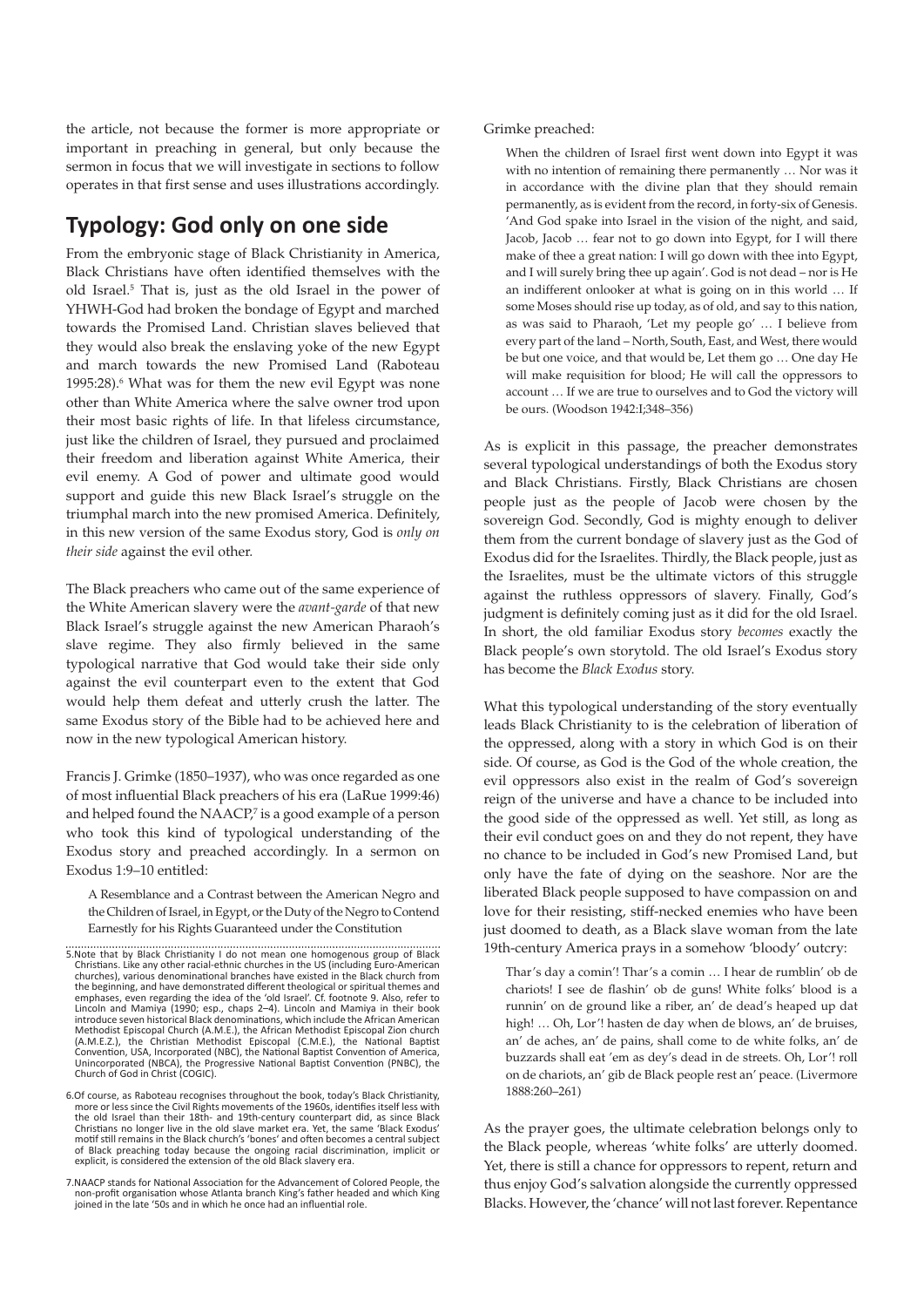the article, not because the former is more appropriate or important in preaching in general, but only because the sermon in focus that we will investigate in sections to follow operates in that first sense and uses illustrations accordingly.

## Typology: God only on one side

From the embryonic stage of Black Christianity in America, Black Christians have often identified themselves with the old Israel.[5] That is, just as the old Israel in the power of YHWH-God had broken the bondage of Egypt and marched towards the Promised Land. Christian slaves believed that they would also break the enslaving yoke of the new Egypt and march towards the new Promised Land (Raboteau 1995:28).[6] What was for them the new evil Egypt was none other than White America where the salve owner trod upon their most basic rights of life. In that lifeless circumstance, just like the children of Israel, they pursued and proclaimed their freedom and liberation against White America, their evil enemy. A God of power and ultimate good would support and guide this new Black Israel's struggle on the triumphal march into the new promised America. Definitely, in this new version of the same Exodus story, God is *only on their side* against the evil other.

The Black preachers who came out of the same experience of the White American slavery were the *avant-garde* of that new Black Israel's struggle against the new American Pharaoh's slave regime. They also firmly believed in the same typological narrative that God would take their side only against the evil counterpart even to the extent that God would help them defeat and utterly crush the latter. The same Exodus story of the Bible had to be achieved here and now in the new typological American history.

Francis J. Grimke (1850–1937), who was once regarded as one of most influential Black preachers of his era (LaRue 1999:46) and helped found the NAACP,[7] is a good example of a person who took this kind of typological understanding of the Exodus story and preached accordingly. In a sermon on Exodus 1:9–10 entitled:

> A Resemblance and a Contrast between the American Negro and the Children of Israel, in Egypt, or the Duty of the Negro to Contend Earnestly for his Rights Guaranteed under the Constitution

Grimke preached:

> When the children of Israel first went down into Egypt it was with no intention of remaining there permanently … Nor was it in accordance with the divine plan that they should remain permanently, as is evident from the record, in forty-six of Genesis. 'And God spake into Israel in the vision of the night, and said, Jacob, Jacob … fear not to go down into Egypt, for I will there make of thee a great nation: I will go down with thee into Egypt, and I will surely bring thee up again'. God is not dead – nor is He an indifferent onlooker at what is going on in this world … If some Moses should rise up today, as of old, and say to this nation, as was said to Pharaoh, 'Let my people go' … I believe from every part of the land – North, South, East, and West, there would be but one voice, and that would be, Let them go … One day He will make requisition for blood; He will call the oppressors to account … If we are true to ourselves and to God the victory will be ours. (Woodson 1942:I;348–356)

As is explicit in this passage, the preacher demonstrates several typological understandings of both the Exodus story and Black Christians. Firstly, Black Christians are chosen people just as the people of Jacob were chosen by the sovereign God. Secondly, God is mighty enough to deliver them from the current bondage of slavery just as the God of Exodus did for the Israelites. Thirdly, the Black people, just as the Israelites, must be the ultimate victors of this struggle against the ruthless oppressors of slavery. Finally, God's judgment is definitely coming just as it did for the old Israel. In short, the old familiar Exodus story *becomes* exactly the Black people's own storytold. The old Israel's Exodus story has become the *Black Exodus* story.

What this typological understanding of the story eventually leads Black Christianity to is the celebration of liberation of the oppressed, along with a story in which God is on their side. Of course, as God is the God of the whole creation, the evil oppressors also exist in the realm of God's sovereign reign of the universe and have a chance to be included into the good side of the oppressed as well. Yet still, as long as their evil conduct goes on and they do not repent, they have no chance to be included in God's new Promised Land, but only have the fate of dying on the seashore. Nor are the liberated Black people supposed to have compassion on and love for their resisting, stiff-necked enemies who have been just doomed to death, as a Black slave woman from the late 19th-century America prays in a somehow 'bloody' outcry:

> Thar's day a comin'! Thar's a comin … I hear de rumblin' ob de chariots! I see de flashin' ob de guns! White folks' blood is a runnin' on de ground like a riber, an' de dead's heaped up dat high! … Oh, Lor'! hasten de day when de blows, an' de bruises, an' de aches, an' de pains, shall come to de white folks, an' de buzzards shall eat 'em as dey's dead in de streets. Oh, Lor'! roll on de chariots, an' gib de Black people rest an' peace. (Livermore 1888:260–261)

As the prayer goes, the ultimate celebration belongs only to the Black people, whereas 'white folks' are utterly doomed. Yet, there is still a chance for oppressors to repent, return and thus enjoy God's salvation alongside the currently oppressed Blacks. However, the 'chance' will not last forever. Repentance

5. Note that by Black Christianity I do not mean one homogenous group of Black Christians. Like any other racial-ethnic churches in the US (including Euro-American churches), various denominational branches have existed in the Black church from the beginning, and have demonstrated different theological or spiritual themes and emphases, even regarding the idea of the 'old Israel'. Cf. footnote 9. Also, refer to Lincoln and Mamiya (1990; esp., chaps 2–4). Lincoln and Mamiya in their book introduce seven historical Black denominations, which include the African American Methodist Episcopal Church (A.M.E.), the African Methodist Episcopal Zion church (A.M.E.Z.), the Christian Methodist Episcopal (C.M.E.), the National Baptist Convention, USA, Incorporated (NBC), the National Baptist Convention of America, Unincorporated (NBCA), the Progressive National Baptist Convention (PNBC), the Church of God in Christ (COGIC).

6. Of course, as Raboteau recognises throughout the book, today's Black Christianity, more or less since the Civil Rights movements of the 1960s, identifies itself less with the old Israel than their 18th- and 19th-century counterpart did, as since Black Christians no longer live in the old slave market era. Yet, the same 'Black Exodus' motif still remains in the Black church's 'bones' and often becomes a central subject of Black preaching today because the ongoing racial discrimination, implicit or explicit, is considered the extension of the old Black slavery era.

7. NAACP stands for National Association for the Advancement of Colored People, the non-profit organisation whose Atlanta branch King's father headed and which King joined in the late '50s and in which he once had an influential role.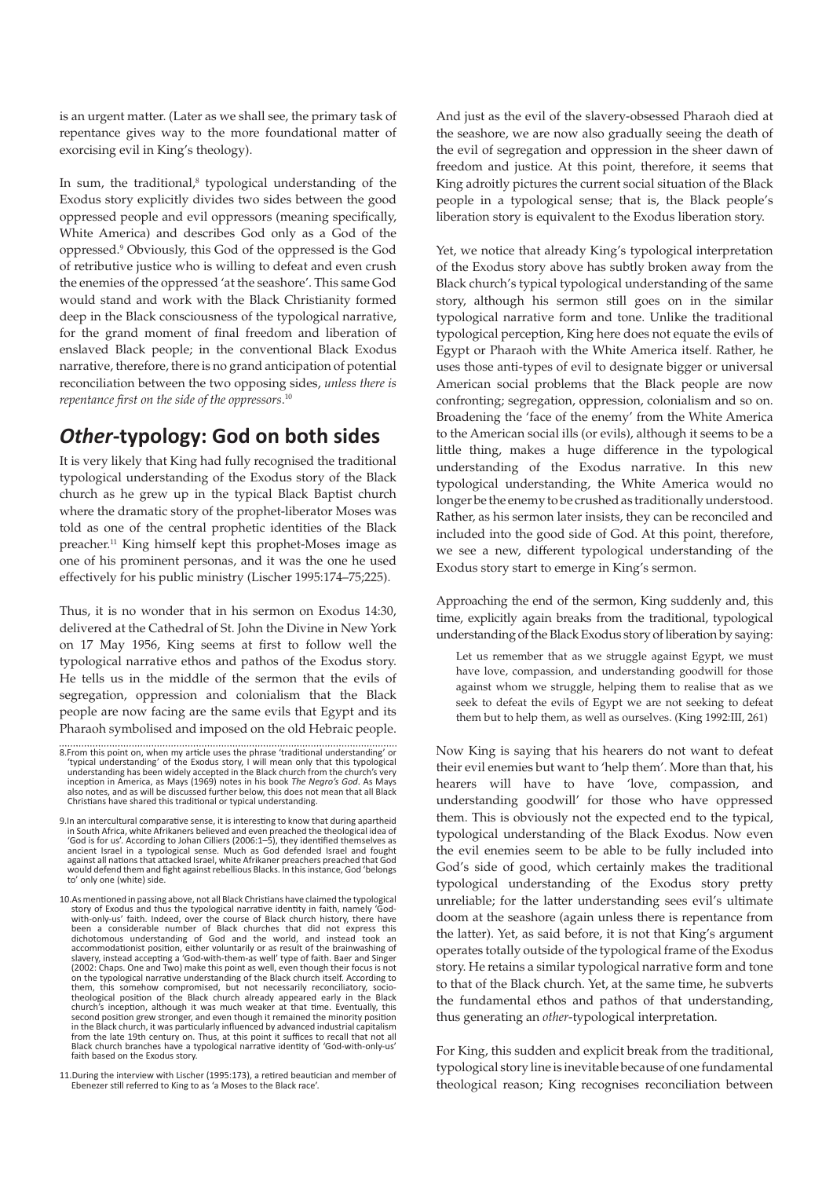is an urgent matter. (Later as we shall see, the primary task of repentance gives way to the more foundational matter of exorcising evil in King's theology).

In sum, the traditional,[8] typological understanding of the Exodus story explicitly divides two sides between the good oppressed people and evil oppressors (meaning specifically, White America) and describes God only as a God of the oppressed.[9] Obviously, this God of the oppressed is the God of retributive justice who is willing to defeat and even crush the enemies of the oppressed 'at the seashore'. This same God would stand and work with the Black Christianity formed deep in the Black consciousness of the typological narrative, for the grand moment of final freedom and liberation of enslaved Black people; in the conventional Black Exodus narrative, therefore, there is no grand anticipation of potential reconciliation between the two opposing sides, *unless there is repentance first on the side of the oppressors*.[10]

## *Other*-typology: God on both sides

It is very likely that King had fully recognised the traditional typological understanding of the Exodus story of the Black church as he grew up in the typical Black Baptist church where the dramatic story of the prophet-liberator Moses was told as one of the central prophetic identities of the Black preacher.[11] King himself kept this prophet-Moses image as one of his prominent personas, and it was the one he used effectively for his public ministry (Lischer 1995:174–75;225).

Thus, it is no wonder that in his sermon on Exodus 14:30, delivered at the Cathedral of St. John the Divine in New York on 17 May 1956, King seems at first to follow well the typological narrative ethos and pathos of the Exodus story. He tells us in the middle of the sermon that the evils of segregation, oppression and colonialism that the Black people are now facing are the same evils that Egypt and its Pharaoh symbolised and imposed on the old Hebraic people. And just as the evil of the slavery-obsessed Pharaoh died at the seashore, we are now also gradually seeing the death of the evil of segregation and oppression in the sheer dawn of freedom and justice. At this point, therefore, it seems that King adroitly pictures the current social situation of the Black people in a typological sense; that is, the Black people's liberation story is equivalent to the Exodus liberation story.

Yet, we notice that already King's typological interpretation of the Exodus story above has subtly broken away from the Black church's typical typological understanding of the same story, although his sermon still goes on in the similar typological narrative form and tone. Unlike the traditional typological perception, King here does not equate the evils of Egypt or Pharaoh with the White America itself. Rather, he uses those anti-types of evil to designate bigger or universal American social problems that the Black people are now confronting; segregation, oppression, colonialism and so on. Broadening the 'face of the enemy' from the White America to the American social ills (or evils), although it seems to be a little thing, makes a huge difference in the typological understanding of the Exodus narrative. In this new typological understanding, the White America would no longer be the enemy to be crushed as traditionally understood. Rather, as his sermon later insists, they can be reconciled and included into the good side of God. At this point, therefore, we see a new, different typological understanding of the Exodus story start to emerge in King's sermon.

Approaching the end of the sermon, King suddenly and, this time, explicitly again breaks from the traditional, typological understanding of the Black Exodus story of liberation by saying:

> Let us remember that as we struggle against Egypt, we must have love, compassion, and understanding goodwill for those against whom we struggle, helping them to realise that as we seek to defeat the evils of Egypt we are not seeking to defeat them but to help them, as well as ourselves. (King 1992:III, 261)

Now King is saying that his hearers do not want to defeat their evil enemies but want to 'help them'. More than that, his hearers will have to have 'love, compassion, and understanding goodwill' for those who have oppressed them. This is obviously not the expected end to the typical, typological understanding of the Black Exodus. Now even the evil enemies seem to be able to be fully included into God's side of good, which certainly makes the traditional typological understanding of the Exodus story pretty unreliable; for the latter understanding sees evil's ultimate doom at the seashore (again unless there is repentance from the latter). Yet, as said before, it is not that King's argument operates totally outside of the typological frame of the Exodus story. He retains a similar typological narrative form and tone to that of the Black church. Yet, at the same time, he subverts the fundamental ethos and pathos of that understanding, thus generating an *other*-typological interpretation.

For King, this sudden and explicit break from the traditional, typological story line is inevitable because of one fundamental theological reason; King recognises reconciliation between

---

8. From this point on, when my article uses the phrase 'traditional understanding' or 'typical understanding' of the Exodus story, I will mean only that this typological understanding has been widely accepted in the Black church from the church's very inception in America, as Mays (1969) notes in his book *The Negro's God*. As Mays also notes, and as will be discussed further below, this does not mean that all Black Christians have shared this traditional or typical understanding.

9. In an intercultural comparative sense, it is interesting to know that during apartheid in South Africa, white Afrikaners believed and even preached the theological idea of 'God is for us'. According to Johan Cilliers (2006:1–5), they identified themselves as ancient Israel in a typological sense. Much as God defended Israel and fought against all nations that attacked Israel, white Afrikaner preachers preached that God would defend them and fight against rebellious Blacks. In this instance, God 'belongs to' only one (white) side.

10. As mentioned in passing above, not all Black Christians have claimed the typological story of Exodus and thus the typological narrative identity in faith, namely 'God-with-only-us' faith. Indeed, over the course of Black church history, there have been a considerable number of Black churches that did not express this dichotomous understanding of God and the world, and instead took an accommodationist position, either voluntarily or as result of the brainwashing of slavery, instead accepting a 'God-with-them-as well' type of faith. Baer and Singer (2002: Chaps. One and Two) make this point as well, even though their focus is not on the typological narrative understanding of the Black church itself. According to them, this somehow compromised, but not necessarily reconciliatory, socio-theological position of the Black church already appeared early in the Black church's inception, although it was much weaker at that time. Eventually, this second position grew stronger, and even though it remained the minority position in the Black church, it was particularly influenced by advanced industrial capitalism from the late 19th century on. Thus, at this point it suffices to recall that not all Black church branches have a typological narrative identity of 'God-with-only-us' faith based on the Exodus story.

11. During the interview with Lischer (1995:173), a retired beautician and member of Ebenezer still referred to King to as 'a Moses to the Black race'.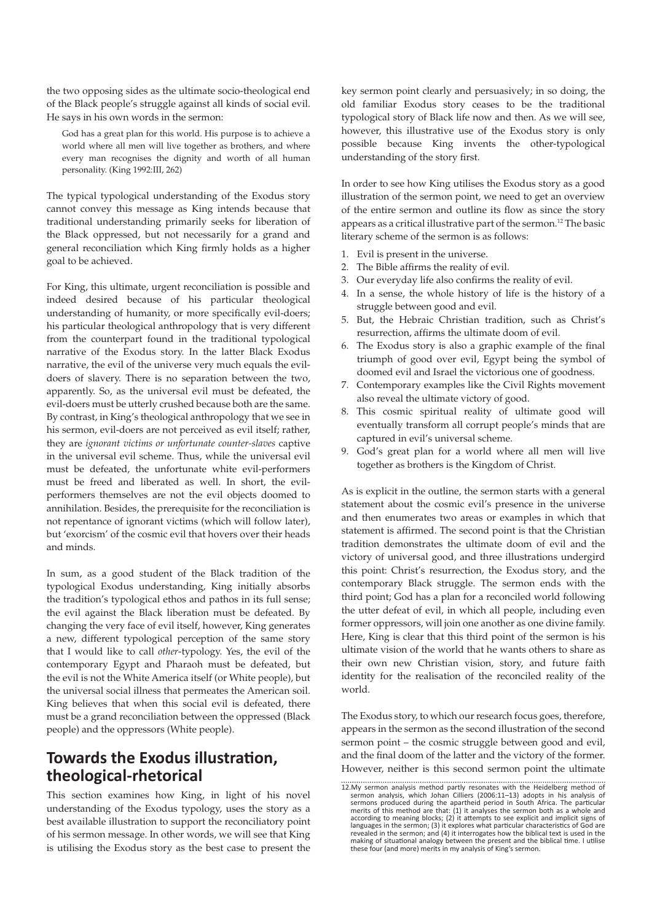the two opposing sides as the ultimate socio-theological end of the Black people's struggle against all kinds of social evil. He says in his own words in the sermon:

> God has a great plan for this world. His purpose is to achieve a world where all men will live together as brothers, and where every man recognises the dignity and worth of all human personality. (King 1992:III, 262)

The typical typological understanding of the Exodus story cannot convey this message as King intends because that traditional understanding primarily seeks for liberation of the Black oppressed, but not necessarily for a grand and general reconciliation which King firmly holds as a higher goal to be achieved.

For King, this ultimate, urgent reconciliation is possible and indeed desired because of his particular theological understanding of humanity, or more specifically evil-doers; his particular theological anthropology that is very different from the counterpart found in the traditional typological narrative of the Exodus story. In the latter Black Exodus narrative, the evil of the universe very much equals the evil-doers of slavery. There is no separation between the two, apparently. So, as the universal evil must be defeated, the evil-doers must be utterly crushed because both are the same. By contrast, in King's theological anthropology that we see in his sermon, evil-doers are not perceived as evil itself; rather, they are *ignorant victims or unfortunate counter-slaves* captive in the universal evil scheme. Thus, while the universal evil must be defeated, the unfortunate white evil-performers must be freed and liberated as well. In short, the evil-performers themselves are not the evil objects doomed to annihilation. Besides, the prerequisite for the reconciliation is not repentance of ignorant victims (which will follow later), but 'exorcism' of the cosmic evil that hovers over their heads and minds.

In sum, as a good student of the Black tradition of the typological Exodus understanding, King initially absorbs the tradition's typological ethos and pathos in its full sense; the evil against the Black liberation must be defeated. By changing the very face of evil itself, however, King generates a new, different typological perception of the same story that I would like to call *other*-typology. Yes, the evil of the contemporary Egypt and Pharaoh must be defeated, but the evil is not the White America itself (or White people), but the universal social illness that permeates the American soil. King believes that when this social evil is defeated, there must be a grand reconciliation between the oppressed (Black people) and the oppressors (White people).

## Towards the Exodus illustration, theological-rhetorical

This section examines how King, in light of his novel understanding of the Exodus typology, uses the story as a best available illustration to support the reconciliatory point of his sermon message. In other words, we will see that King is utilising the Exodus story as the best case to present the key sermon point clearly and persuasively; in so doing, the old familiar Exodus story ceases to be the traditional typological story of Black life now and then. As we will see, however, this illustrative use of the Exodus story is only possible because King invents the other-typological understanding of the story first.

In order to see how King utilises the Exodus story as a good illustration of the sermon point, we need to get an overview of the entire sermon and outline its flow as since the story appears as a critical illustrative part of the sermon.[12] The basic literary scheme of the sermon is as follows:

1. Evil is present in the universe.
2. The Bible affirms the reality of evil.
3. Our everyday life also confirms the reality of evil.
4. In a sense, the whole history of life is the history of a struggle between good and evil.
5. But, the Hebraic Christian tradition, such as Christ's resurrection, affirms the ultimate doom of evil.
6. The Exodus story is also a graphic example of the final triumph of good over evil, Egypt being the symbol of doomed evil and Israel the victorious one of goodness.
7. Contemporary examples like the Civil Rights movement also reveal the ultimate victory of good.
8. This cosmic spiritual reality of ultimate good will eventually transform all corrupt people's minds that are captured in evil's universal scheme.
9. God's great plan for a world where all men will live together as brothers is the Kingdom of Christ.

As is explicit in the outline, the sermon starts with a general statement about the cosmic evil's presence in the universe and then enumerates two areas or examples in which that statement is affirmed. The second point is that the Christian tradition demonstrates the ultimate doom of evil and the victory of universal good, and three illustrations undergird this point: Christ's resurrection, the Exodus story, and the contemporary Black struggle. The sermon ends with the third point; God has a plan for a reconciled world following the utter defeat of evil, in which all people, including even former oppressors, will join one another as one divine family. Here, King is clear that this third point of the sermon is his ultimate vision of the world that he wants others to share as their own new Christian vision, story, and future faith identity for the realisation of the reconciled reality of the world.

The Exodus story, to which our research focus goes, therefore, appears in the sermon as the second illustration of the second sermon point – the cosmic struggle between good and evil, and the final doom of the latter and the victory of the former. However, neither is this second sermon point the ultimate

12. My sermon analysis method partly resonates with the Heidelberg method of sermon analysis, which Johan Cilliers (2006:11–13) adopts in his analysis of sermons produced during the apartheid period in South Africa. The particular merits of this method are that: (1) it analyses the sermon both as a whole and according to meaning blocks; (2) it attempts to see explicit and implicit signs of languages in the sermon; (3) it explores what particular characteristics of God are revealed in the sermon; and (4) it interrogates how the biblical text is used in the making of situational analogy between the present and the biblical time. I utilise these four (and more) merits in my analysis of King's sermon.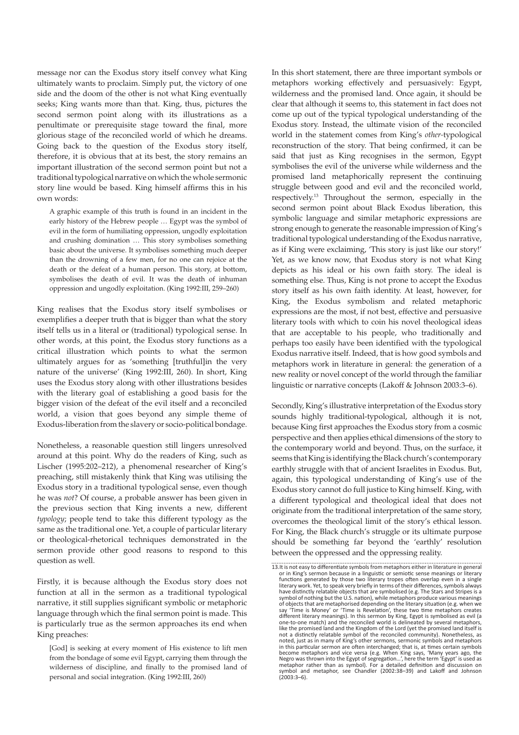message nor can the Exodus story itself convey what King ultimately wants to proclaim. Simply put, the victory of one side and the doom of the other is not what King eventually seeks; King wants more than that. King, thus, pictures the second sermon point along with its illustrations as a penultimate or prerequisite stage toward the final, more glorious stage of the reconciled world of which he dreams. Going back to the question of the Exodus story itself, therefore, it is obvious that at its best, the story remains an important illustration of the second sermon point but not a traditional typological narrative on which the whole sermonic story line would be based. King himself affirms this in his own words:

> A graphic example of this truth is found in an incident in the early history of the Hebrew people … Egypt was the symbol of evil in the form of humiliating oppression, ungodly exploitation and crushing domination … This story symbolises something basic about the universe. It symbolises something much deeper than the drowning of a few men, for no one can rejoice at the death or the defeat of a human person. This story, at bottom, symbolises the death of evil. It was the death of inhuman oppression and ungodly exploitation. (King 1992:III, 259–260)

King realises that the Exodus story itself symbolises or exemplifies a deeper truth that is bigger than what the story itself tells us in a literal or (traditional) typological sense. In other words, at this point, the Exodus story functions as a critical illustration which points to what the sermon ultimately argues for as 'something [truthful]in the very nature of the universe' (King 1992:III, 260). In short, King uses the Exodus story along with other illustrations besides with the literary goal of establishing a good basis for the bigger vision of the defeat of the evil itself and a reconciled world, a vision that goes beyond any simple theme of Exodus-liberation from the slavery or socio-political bondage.

Nonetheless, a reasonable question still lingers unresolved around at this point. Why do the readers of King, such as Lischer (1995:202–212), a phenomenal researcher of King's preaching, still mistakenly think that King was utilising the Exodus story in a traditional typological sense, even though he was *not*? Of course, a probable answer has been given in the previous section that King invents a new, different *typology*; people tend to take this different typology as the same as the traditional one. Yet, a couple of particular literary or theological-rhetorical techniques demonstrated in the sermon provide other good reasons to respond to this question as well.

Firstly, it is because although the Exodus story does not function at all in the sermon as a traditional typological narrative, it still supplies significant symbolic or metaphoric language through which the final sermon point is made. This is particularly true as the sermon approaches its end when King preaches:

> [God] is seeking at every moment of His existence to lift men from the bondage of some evil Egypt, carrying them through the wilderness of discipline, and finally to the promised land of personal and social integration. (King 1992:III, 260)

In this short statement, there are three important symbols or metaphors working effectively and persuasively: Egypt, wilderness and the promised land. Once again, it should be clear that although it seems to, this statement in fact does not come up out of the typical typological understanding of the Exodus story. Instead, the ultimate vision of the reconciled world in the statement comes from King's *other*-typological reconstruction of the story. That being confirmed, it can be said that just as King recognises in the sermon, Egypt symbolises the evil of the universe while wilderness and the promised land metaphorically represent the continuing struggle between good and evil and the reconciled world, respectively.[13] Throughout the sermon, especially in the second sermon point about Black Exodus liberation, this symbolic language and similar metaphoric expressions are strong enough to generate the reasonable impression of King's traditional typological understanding of the Exodus narrative, as if King were exclaiming, 'This story is just like our story!' Yet, as we know now, that Exodus story is not what King depicts as his ideal or his own faith story. The ideal is something else. Thus, King is not prone to accept the Exodus story itself as his own faith identity. At least, however, for King, the Exodus symbolism and related metaphoric expressions are the most, if not best, effective and persuasive literary tools with which to coin his novel theological ideas that are acceptable to his people, who traditionally and perhaps too easily have been identified with the typological Exodus narrative itself. Indeed, that is how good symbols and metaphors work in literature in general: the generation of a new reality or novel concept of the world through the familiar linguistic or narrative concepts (Lakoff & Johnson 2003:3–6).

Secondly, King's illustrative interpretation of the Exodus story sounds highly traditional-typological, although it is not, because King first approaches the Exodus story from a cosmic perspective and then applies ethical dimensions of the story to the contemporary world and beyond. Thus, on the surface, it seems that King is identifying the Black church's contemporary earthly struggle with that of ancient Israelites in Exodus. But, again, this typological understanding of King's use of the Exodus story cannot do full justice to King himself. King, with a different typological and theological ideal that does not originate from the traditional interpretation of the same story, overcomes the theological limit of the story's ethical lesson. For King, the Black church's struggle or its ultimate purpose should be something far beyond the 'earthly' resolution between the oppressed and the oppressing reality.

13. It is not easy to differentiate symbols from metaphors either in literature in general or in King's sermon because in a linguistic or semiotic sense meanings or literary functions generated by those two literary tropes often overlap even in a single literary work. Yet, to speak very briefly in terms of their differences, symbols always have distinctly relatable objects that are symbolised (e.g. The Stars and Stripes is a symbol of nothing but the U.S. nation), while metaphors produce various meanings of objects that are metaphorised depending on the literary situation (e.g. when we say 'Time is Money' or 'Time is Revelation', these two time metaphors creates different literary meanings). In this sermon by King, Egypt is symbolised as evil (a one-to-one match) and the reconciled world is delineated by several metaphors, like the promised land and the Kingdom of the Lord (yet the promised land itself is not a distinctly relatable symbol of the reconciled community). Nonetheless, as noted, just as in many of King's other sermons, sermonic symbols and metaphors in this particular sermon are often interchanged; that is, at times certain symbols become metaphors and vice versa (e.g. When King says, 'Many years ago, the Negro was thrown into the Egypt of segregation...', here the term 'Egypt' is used as metaphor rather than as symbol). For a detailed definition and discussion on symbol and metaphor, see Chandler (2002:38–39) and Lakoff and Johnson (2003:3–6).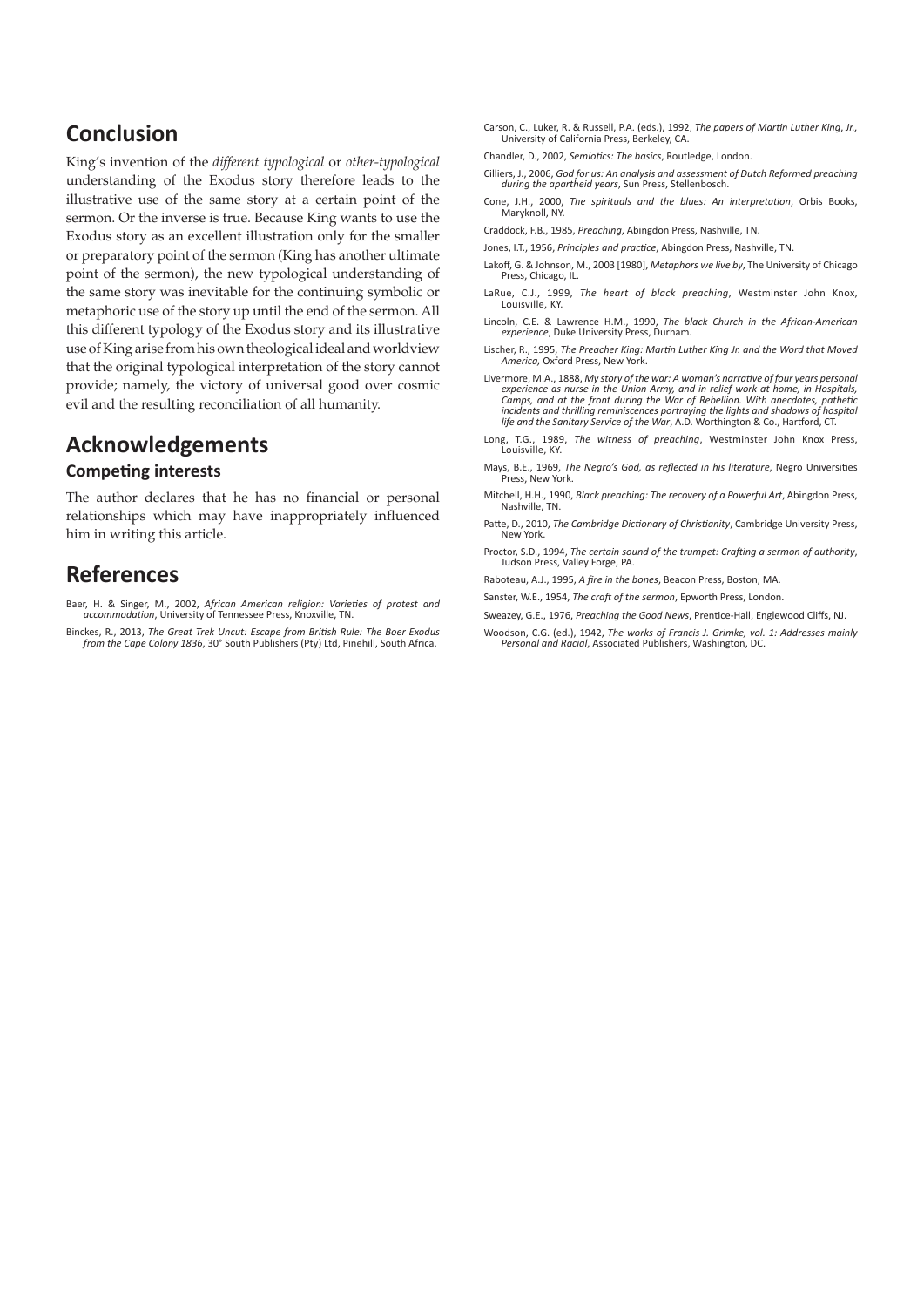## Conclusion

King's invention of the *different typological* or *other-typological* understanding of the Exodus story therefore leads to the illustrative use of the same story at a certain point of the sermon. Or the inverse is true. Because King wants to use the Exodus story as an excellent illustration only for the smaller or preparatory point of the sermon (King has another ultimate point of the sermon), the new typological understanding of the same story was inevitable for the continuing symbolic or metaphoric use of the story up until the end of the sermon. All this different typology of the Exodus story and its illustrative use of King arise from his own theological ideal and worldview that the original typological interpretation of the story cannot provide; namely, the victory of universal good over cosmic evil and the resulting reconciliation of all humanity.

## Acknowledgements

### Competing interests

The author declares that he has no financial or personal relationships which may have inappropriately influenced him in writing this article.

## References

Baer, H. & Singer, M., 2002, *African American religion: Varieties of protest and accommodation*, University of Tennessee Press, Knoxville, TN.

Binckes, R., 2013, *The Great Trek Uncut: Escape from British Rule: The Boer Exodus from the Cape Colony 1836*, 30° South Publishers (Pty) Ltd, Pinehill, South Africa.

Carson, C., Luker, R. & Russell, P.A. (eds.), 1992, *The papers of Martin Luther King, Jr.*, University of California Press, Berkeley, CA.

Chandler, D., 2002, *Semiotics: The basics*, Routledge, London.

Cilliers, J., 2006, *God for us: An analysis and assessment of Dutch Reformed preaching during the apartheid years*, Sun Press, Stellenbosch.

Cone, J.H., 2000, *The spirituals and the blues: An interpretation*, Orbis Books, Maryknoll, NY.

Craddock, F.B., 1985, *Preaching*, Abingdon Press, Nashville, TN.

Jones, I.T., 1956, *Principles and practice*, Abingdon Press, Nashville, TN.

Lakoff, G. & Johnson, M., 2003 [1980], *Metaphors we live by*, The University of Chicago Press, Chicago, IL.

LaRue, C.J., 1999, *The heart of black preaching*, Westminster John Knox, Louisville, KY.

Lincoln, C.E. & Lawrence H.M., 1990, *The black Church in the African-American experience*, Duke University Press, Durham.

Lischer, R., 1995, *The Preacher King: Martin Luther King Jr. and the Word that Moved America,* Oxford Press, New York.

Livermore, M.A., 1888, *My story of the war: A woman's narrative of four years personal experience as nurse in the Union Army, and in relief work at home, in Hospitals, Camps, and at the front during the War of Rebellion. With anecdotes, pathetic incidents and thrilling reminiscences portraying the lights and shadows of hospital life and the Sanitary Service of the War*, A.D. Worthington & Co., Hartford, CT.

Long, T.G., 1989, *The witness of preaching*, Westminster John Knox Press, Louisville, KY.

Mays, B.E., 1969, *The Negro's God, as reflected in his literature*, Negro Universities Press, New York.

Mitchell, H.H., 1990, *Black preaching: The recovery of a Powerful Art*, Abingdon Press, Nashville, TN.

Patte, D., 2010, *The Cambridge Dictionary of Christianity*, Cambridge University Press, New York.

Proctor, S.D., 1994, *The certain sound of the trumpet: Crafting a sermon of authority*, Judson Press, Valley Forge, PA.

Raboteau, A.J., 1995, *A fire in the bones*, Beacon Press, Boston, MA.

Sanster, W.E., 1954, *The craft of the sermon*, Epworth Press, London.

Sweazey, G.E., 1976, *Preaching the Good News*, Prentice-Hall, Englewood Cliffs, NJ.

Woodson, C.G. (ed.), 1942, *The works of Francis J. Grimke, vol. 1: Addresses mainly Personal and Racial*, Associated Publishers, Washington, DC.